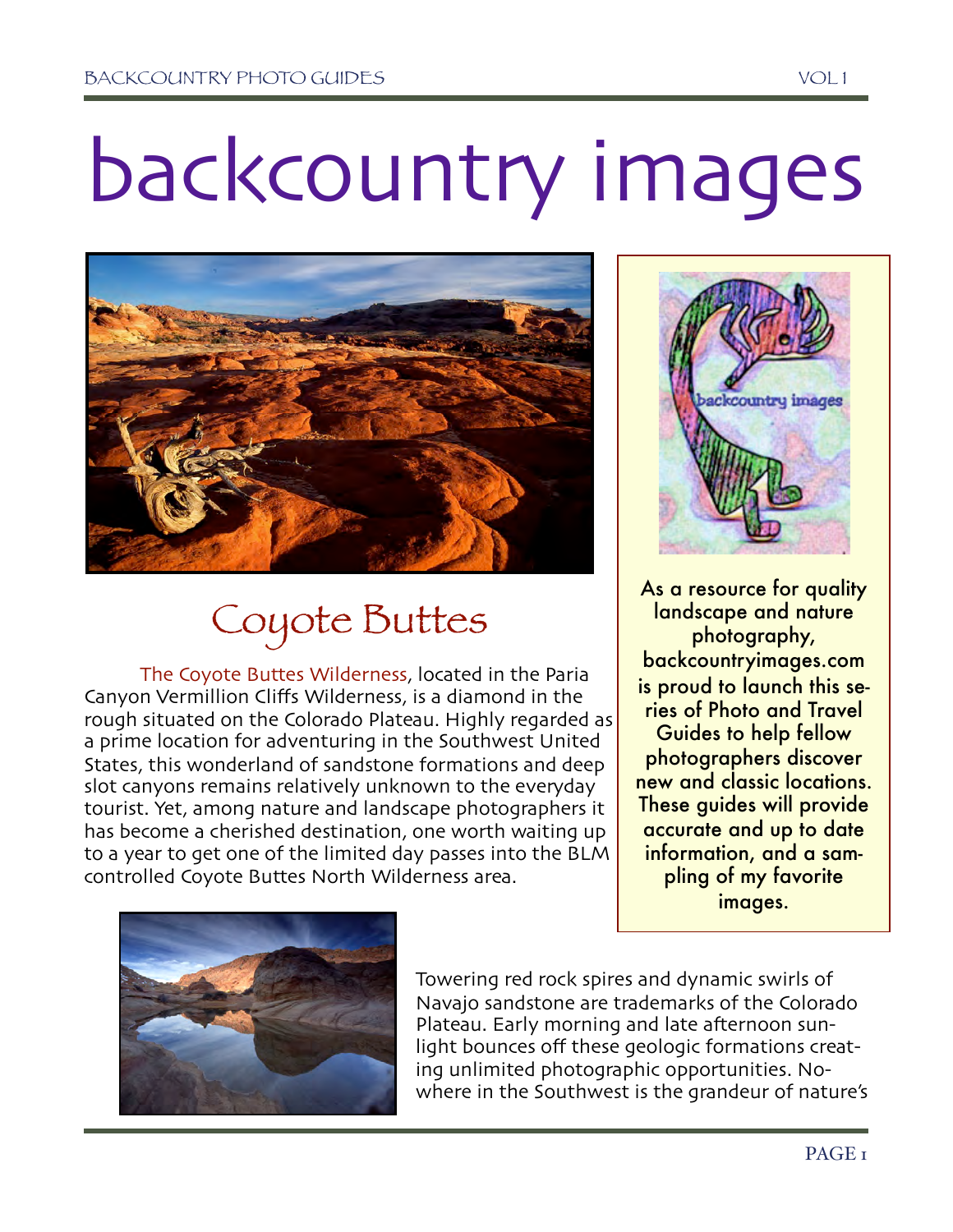# backcountry images

## Coyote Buttes

The Coyote Buttes Wilderness, located in the Paria Canyon Vermillion Cliffs Wilderness, is a diamond in the rough situated on the Colorado Plateau. Highly regarded as a prime location for adventuring in the Southwest United States, this wonderland of sandstone formations and deep slot canyons remains relatively unknown to the everyday tourist. Yet, among nature and landscape photographers it has become a cherished destination, one worth waiting up to a year to get one of the limited day passes into the BLM controlled Coyote Buttes North Wilderness area.

As a resource for quality landscape and nature photography, backcountryimages.com is proud to launch this series of Photo and Travel Guides to help fellow photographers discover new and classic locations. These guides will provide accurate and up to date information, and a sampling of my favorite images.

Towering red rock spires and dynamic swirls of Navajo sandstone are trademarks of the Colorado Plateau. Early morning and late afternoon sunlight bounces off these geologic formations creating unlimited photographic opportunities. Nowhere in the Southwest is the grandeur of nature's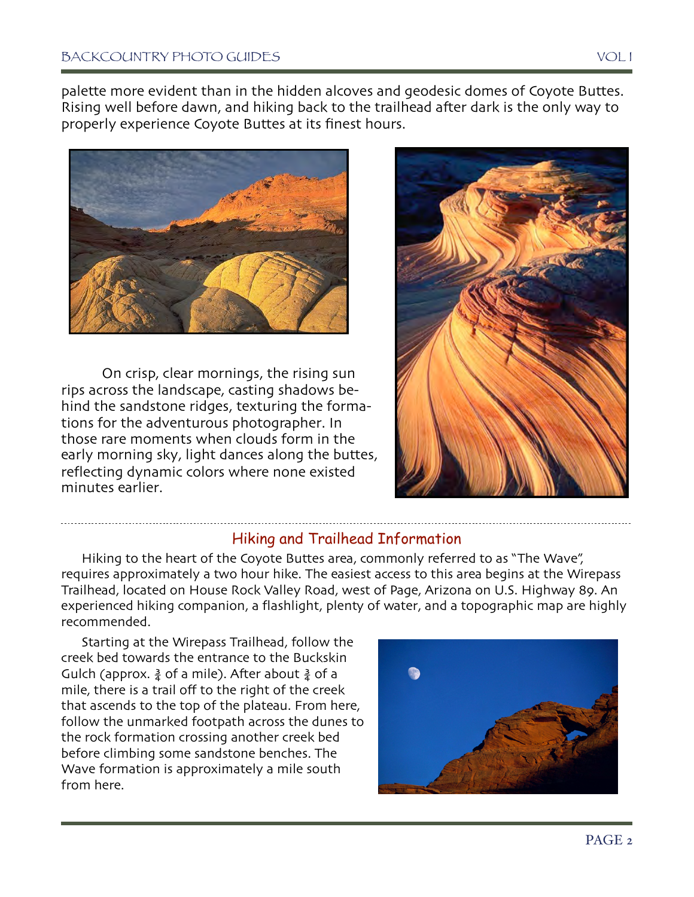palette more evident than in the hidden alcoves and geodesic domes of Coyote Buttes. Rising well before dawn, and hiking back to the trailhead after dark is the only way to properly experience Coyote Buttes at its finest hours.

On crisp, clear mornings, the rising sun rips across the landscape, casting shadows behind the sandstone ridges, texturing the formations for the adventurous photographer. In those rare moments when clouds form in the early morning sky, light dances along the buttes, reflecting dynamic colors where none existed minutes earlier.

## Hiking and Trailhead Information

Hiking to the heart of the Coyote Buttes area, commonly referred to as "The Wave", requires approximately a two hour hike. The easiest access to this area begins at the Wirepass Trailhead, located on House Rock Valley Road, west of Page, Arizona on U.S. Highway 89. An experienced hiking companion, a flashlight, plenty of water, and a topographic map are highly recommended.

Starting at the Wirepass Trailhead, follow the creek bed towards the entrance to the Buckskin Gulch (approx. ¾ of a mile). After about ¾ of a mile, there is a trail off to the right of the creek that ascends to the top of the plateau. From here, follow the unmarked footpath across the dunes to the rock formation crossing another creek bed before climbing some sandstone benches. The Wave formation is approximately a mile south from here.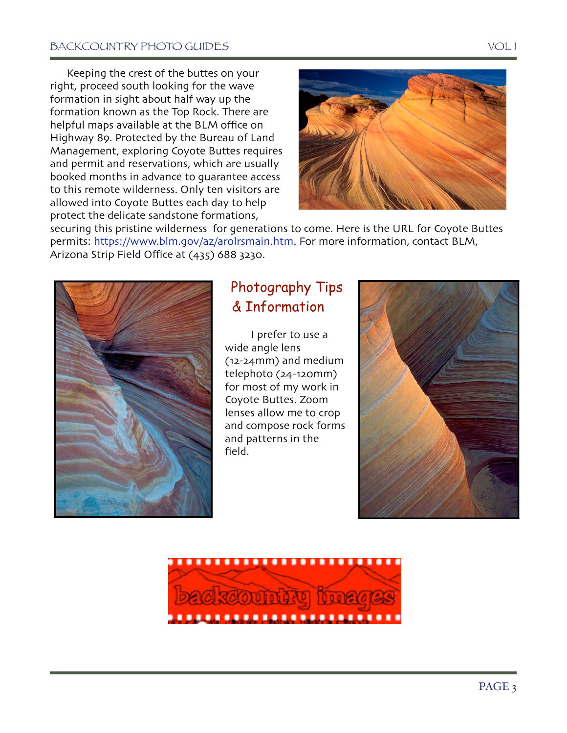Keeping the crest of the buttes on your right, proceed south looking for the wave formation in sight about half way up the formation known as the Top Rock. There are helpful maps available at the BLM office on Highway 89. Protected by the Bureau of Land Management, exploring Coyote Buttes requires and permit and reservations, which are usually booked months in advance to guarantee access to this remote wilderness. Only ten visitors are allowed into Coyote Buttes each day to help protect the delicate sandstone formations, securing this pristine wilderness for generations to come. Here is the URL for Coyote Buttes permits: https://www.blm.gov/az/arolrsmain.htm. For more information, contact BLM, Arizona Strip Field Office at (435) 688 3230.

## Photography Tips & Information

I prefer to use a wide angle lens (12-24mm) and medium telephoto (24-120mm) for most of my work in Coyote Buttes. Zoom lenses allow me to crop and compose rock forms and patterns in the field.